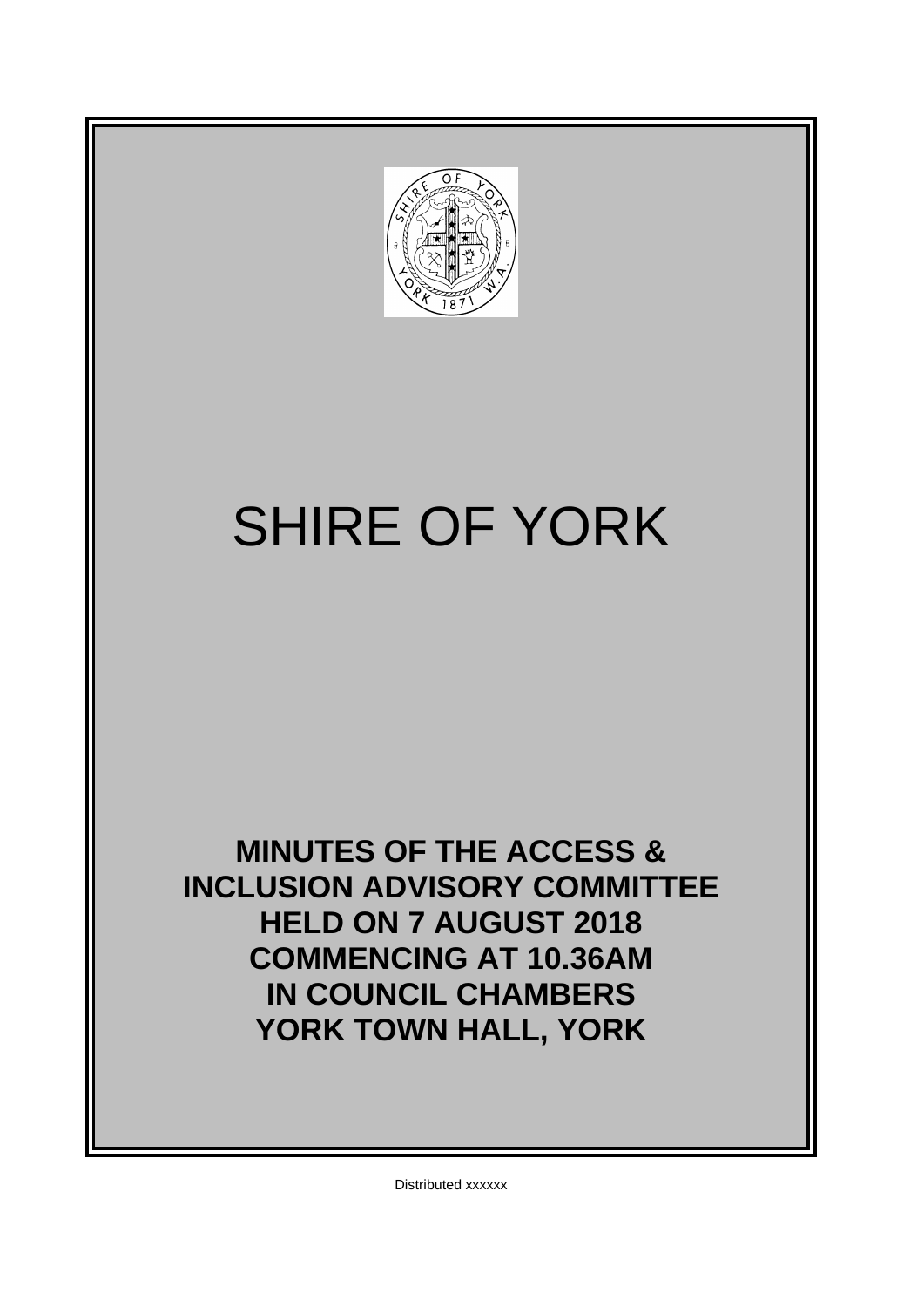# SHIRE OF YORK

**MINUTES OF THE ACCESS & INCLUSION ADVISORY COMMITTEE HELD ON 7 AUGUST 2018 COMMENCING AT 10.36AM IN COUNCIL CHAMBERS YORK TOWN HALL, YORK**

Distributed xxxxxx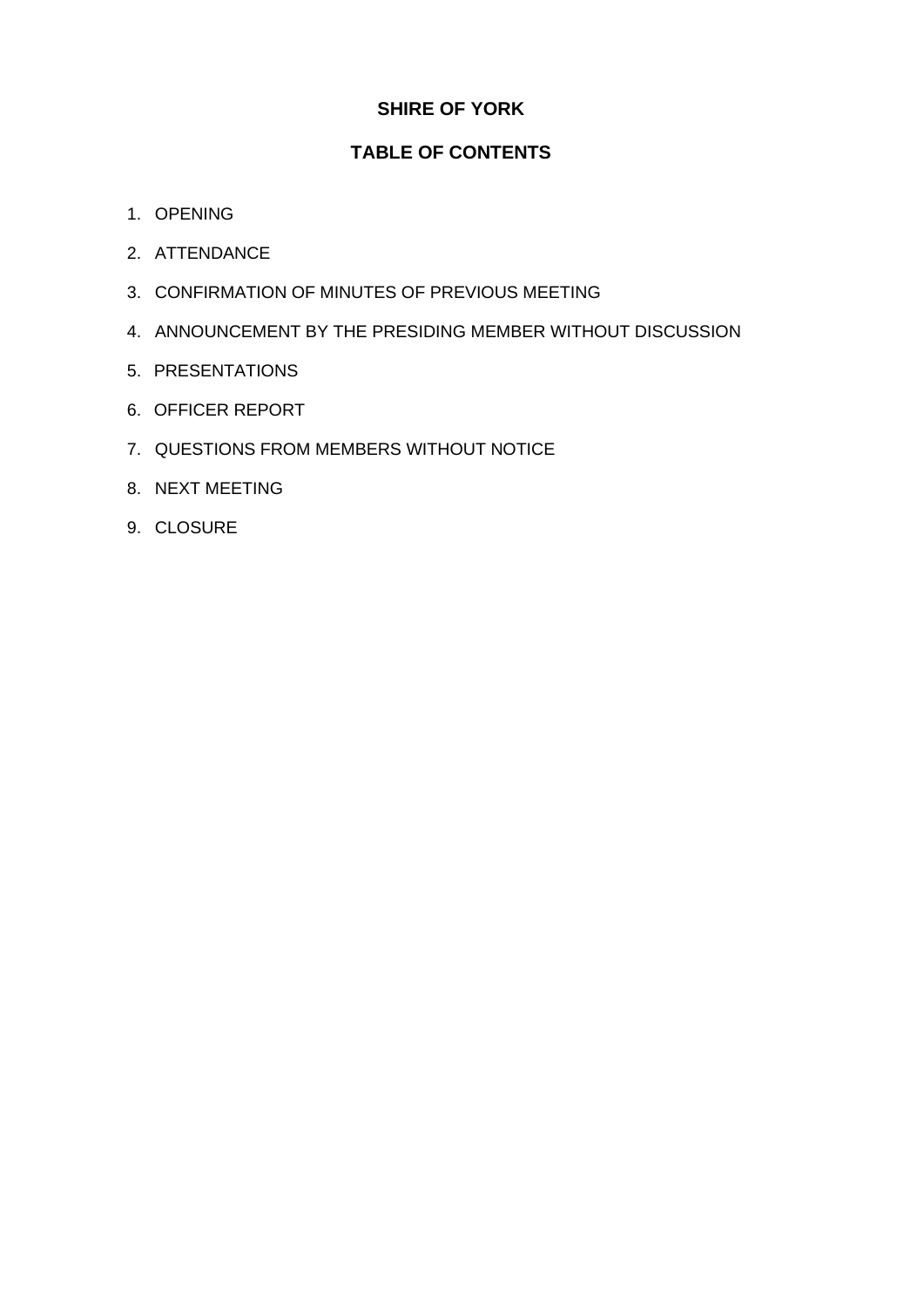# SHIRE OF YORK

## TABLE OF CONTENTS

1. OPENING
2. ATTENDANCE
3. CONFIRMATION OF MINUTES OF PREVIOUS MEETING
4. ANNOUNCEMENT BY THE PRESIDING MEMBER WITHOUT DISCUSSION
5. PRESENTATIONS
6. OFFICER REPORT
7. QUESTIONS FROM MEMBERS WITHOUT NOTICE
8. NEXT MEETING
9. CLOSURE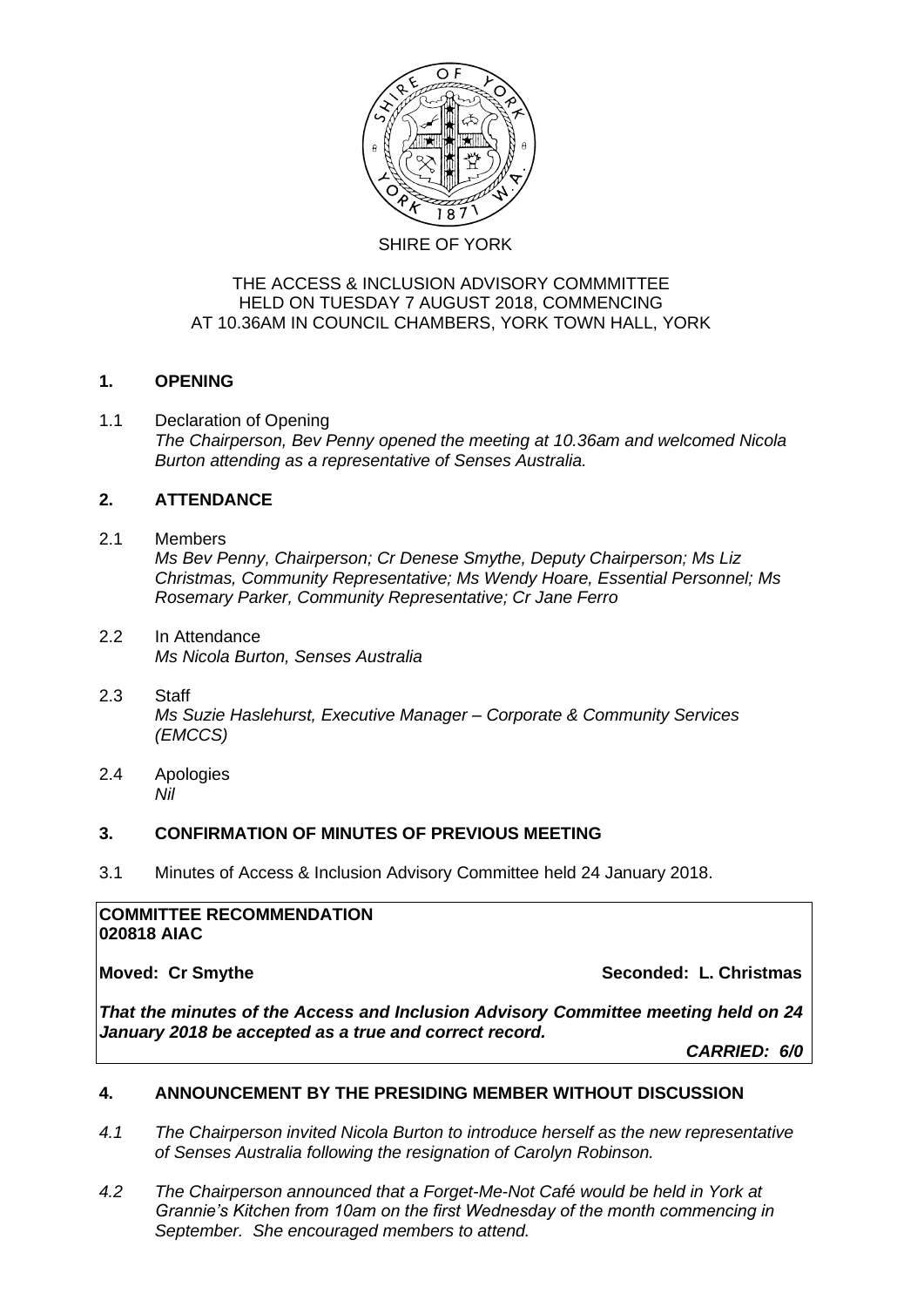SHIRE OF YORK

THE ACCESS & INCLUSION ADVISORY COMMMITTEE
HELD ON TUESDAY 7 AUGUST 2018, COMMENCING
AT 10.36AM IN COUNCIL CHAMBERS, YORK TOWN HALL, YORK

## 1. OPENING

1.1 Declaration of Opening
*The Chairperson, Bev Penny opened the meeting at 10.36am and welcomed Nicola Burton attending as a representative of Senses Australia.*

## 2. ATTENDANCE

2.1 Members
*Ms Bev Penny, Chairperson; Cr Denese Smythe, Deputy Chairperson; Ms Liz Christmas, Community Representative; Ms Wendy Hoare, Essential Personnel; Ms Rosemary Parker, Community Representative; Cr Jane Ferro*

2.2 In Attendance
*Ms Nicola Burton, Senses Australia*

2.3 Staff
*Ms Suzie Haslehurst, Executive Manager – Corporate & Community Services (EMCCS)*

2.4 Apologies
*Nil*

## 3. CONFIRMATION OF MINUTES OF PREVIOUS MEETING

3.1 Minutes of Access & Inclusion Advisory Committee held 24 January 2018.

**COMMITTEE RECOMMENDATION**
**020818 AIAC**

**Moved: Cr Smythe** **Seconded: L. Christmas**

***That the minutes of the Access and Inclusion Advisory Committee meeting held on 24 January 2018 be accepted as a true and correct record.***

***CARRIED: 6/0***

## 4. ANNOUNCEMENT BY THE PRESIDING MEMBER WITHOUT DISCUSSION

*4.1 The Chairperson invited Nicola Burton to introduce herself as the new representative of Senses Australia following the resignation of Carolyn Robinson.*

*4.2 The Chairperson announced that a Forget-Me-Not Café would be held in York at Grannie's Kitchen from 10am on the first Wednesday of the month commencing in September. She encouraged members to attend.*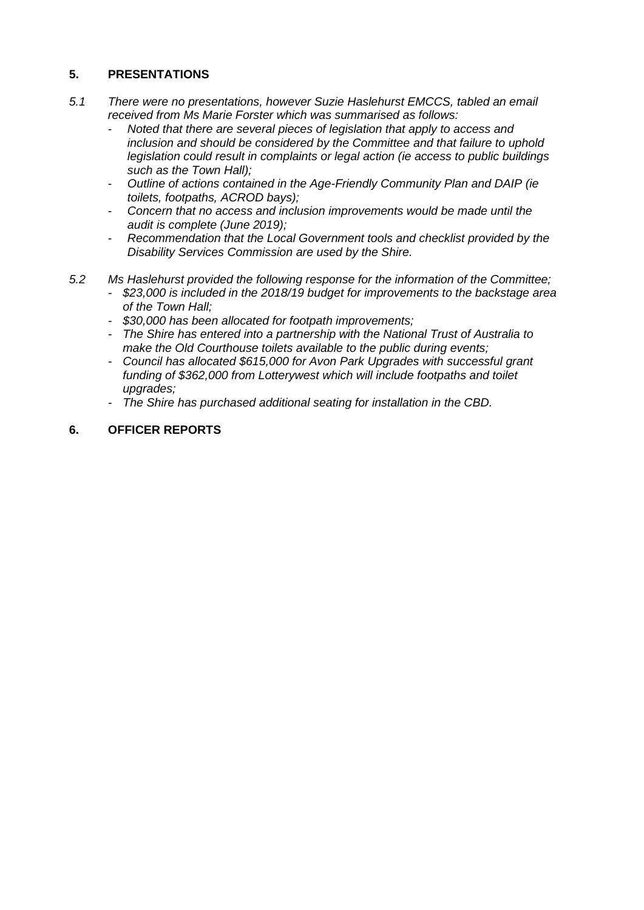## 5. PRESENTATIONS

*5.1 There were no presentations, however Suzie Haslehurst EMCCS, tabled an email received from Ms Marie Forster which was summarised as follows:*

- *Noted that there are several pieces of legislation that apply to access and inclusion and should be considered by the Committee and that failure to uphold legislation could result in complaints or legal action (ie access to public buildings such as the Town Hall);*
- *Outline of actions contained in the Age-Friendly Community Plan and DAIP (ie toilets, footpaths, ACROD bays);*
- *Concern that no access and inclusion improvements would be made until the audit is complete (June 2019);*
- *Recommendation that the Local Government tools and checklist provided by the Disability Services Commission are used by the Shire.*

*5.2 Ms Haslehurst provided the following response for the information of the Committee;*

- *$23,000 is included in the 2018/19 budget for improvements to the backstage area of the Town Hall;*
- *$30,000 has been allocated for footpath improvements;*
- *The Shire has entered into a partnership with the National Trust of Australia to make the Old Courthouse toilets available to the public during events;*
- *Council has allocated $615,000 for Avon Park Upgrades with successful grant funding of $362,000 from Lotterywest which will include footpaths and toilet upgrades;*
- *The Shire has purchased additional seating for installation in the CBD.*

## 6. OFFICER REPORTS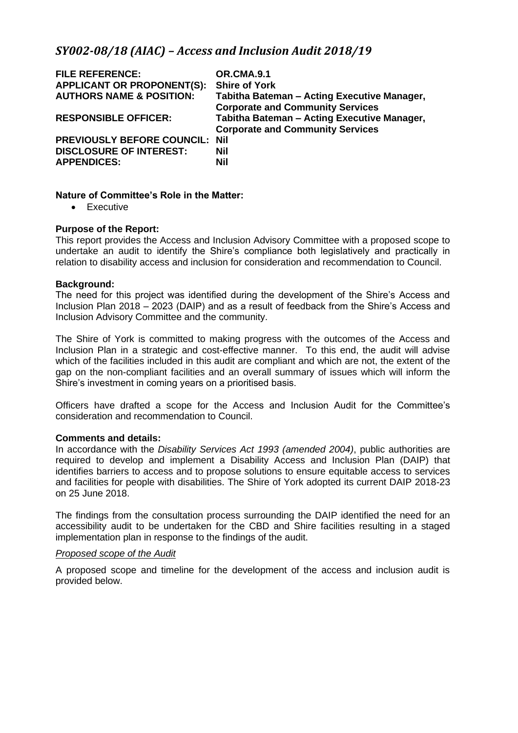# *SY002-08/18 (AIAC) – Access and Inclusion Audit 2018/19*

| | |
|---|---|
| **FILE REFERENCE:** | **OR.CMA.9.1** |
| **APPLICANT OR PROPONENT(S):** | **Shire of York** |
| **AUTHORS NAME & POSITION:** | **Tabitha Bateman – Acting Executive Manager, Corporate and Community Services** |
| **RESPONSIBLE OFFICER:** | **Tabitha Bateman – Acting Executive Manager, Corporate and Community Services** |
| **PREVIOUSLY BEFORE COUNCIL:** | **Nil** |
| **DISCLOSURE OF INTEREST:** | **Nil** |
| **APPENDICES:** | **Nil** |

**Nature of Committee's Role in the Matter:**

- Executive

**Purpose of the Report:**

This report provides the Access and Inclusion Advisory Committee with a proposed scope to undertake an audit to identify the Shire's compliance both legislatively and practically in relation to disability access and inclusion for consideration and recommendation to Council.

**Background:**

The need for this project was identified during the development of the Shire's Access and Inclusion Plan 2018 – 2023 (DAIP) and as a result of feedback from the Shire's Access and Inclusion Advisory Committee and the community.

The Shire of York is committed to making progress with the outcomes of the Access and Inclusion Plan in a strategic and cost-effective manner. To this end, the audit will advise which of the facilities included in this audit are compliant and which are not, the extent of the gap on the non-compliant facilities and an overall summary of issues which will inform the Shire's investment in coming years on a prioritised basis.

Officers have drafted a scope for the Access and Inclusion Audit for the Committee's consideration and recommendation to Council.

**Comments and details:**

In accordance with the *Disability Services Act 1993 (amended 2004)*, public authorities are required to develop and implement a Disability Access and Inclusion Plan (DAIP) that identifies barriers to access and to propose solutions to ensure equitable access to services and facilities for people with disabilities. The Shire of York adopted its current DAIP 2018-23 on 25 June 2018.

The findings from the consultation process surrounding the DAIP identified the need for an accessibility audit to be undertaken for the CBD and Shire facilities resulting in a staged implementation plan in response to the findings of the audit.

*Proposed scope of the Audit*

A proposed scope and timeline for the development of the access and inclusion audit is provided below.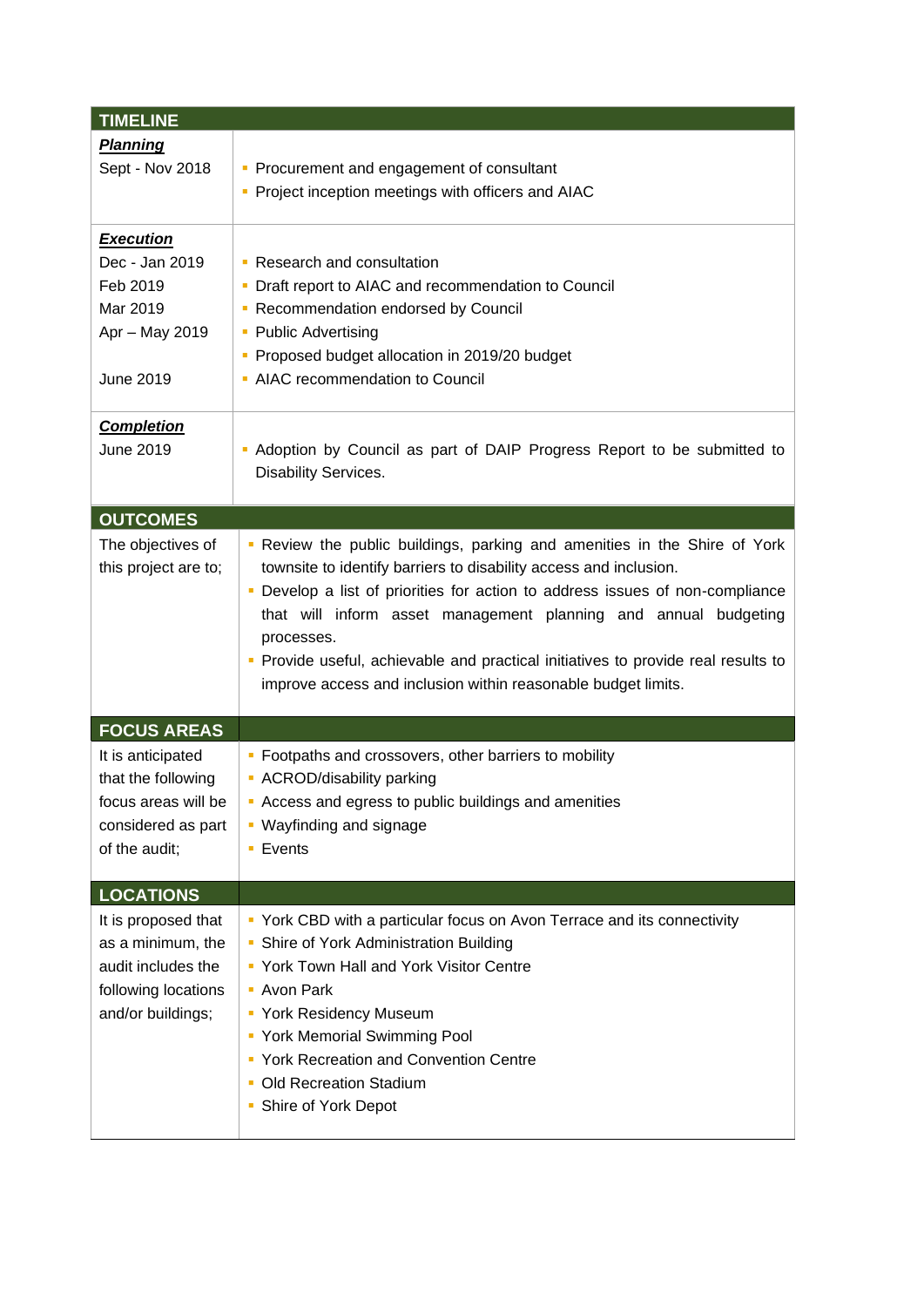| TIMELINE | |
|---|---|
| ***Planning*** <br> Sept - Nov 2018 | ▪ Procurement and engagement of consultant <br> ▪ Project inception meetings with officers and AIAC |
| ***Execution*** <br> Dec - Jan 2019 <br> Feb 2019 <br> Mar 2019 <br> Apr – May 2019 <br><br> June 2019 | ▪ Research and consultation <br> ▪ Draft report to AIAC and recommendation to Council <br> ▪ Recommendation endorsed by Council <br> ▪ Public Advertising <br> ▪ Proposed budget allocation in 2019/20 budget <br> ▪ AIAC recommendation to Council |
| ***Completion*** <br> June 2019 | ▪ Adoption by Council as part of DAIP Progress Report to be submitted to Disability Services. |
| **OUTCOMES** | |
| The objectives of this project are to; | ▪ Review the public buildings, parking and amenities in the Shire of York townsite to identify barriers to disability access and inclusion. <br> ▪ Develop a list of priorities for action to address issues of non-compliance that will inform asset management planning and annual budgeting processes. <br> ▪ Provide useful, achievable and practical initiatives to provide real results to improve access and inclusion within reasonable budget limits. |
| **FOCUS AREAS** | |
| It is anticipated that the following focus areas will be considered as part of the audit; | ▪ Footpaths and crossovers, other barriers to mobility <br> ▪ ACROD/disability parking <br> ▪ Access and egress to public buildings and amenities <br> ▪ Wayfinding and signage <br> ▪ Events |
| **LOCATIONS** | |
| It is proposed that as a minimum, the audit includes the following locations and/or buildings; | ▪ York CBD with a particular focus on Avon Terrace and its connectivity <br> ▪ Shire of York Administration Building <br> ▪ York Town Hall and York Visitor Centre <br> ▪ Avon Park <br> ▪ York Residency Museum <br> ▪ York Memorial Swimming Pool <br> ▪ York Recreation and Convention Centre <br> ▪ Old Recreation Stadium <br> ▪ Shire of York Depot |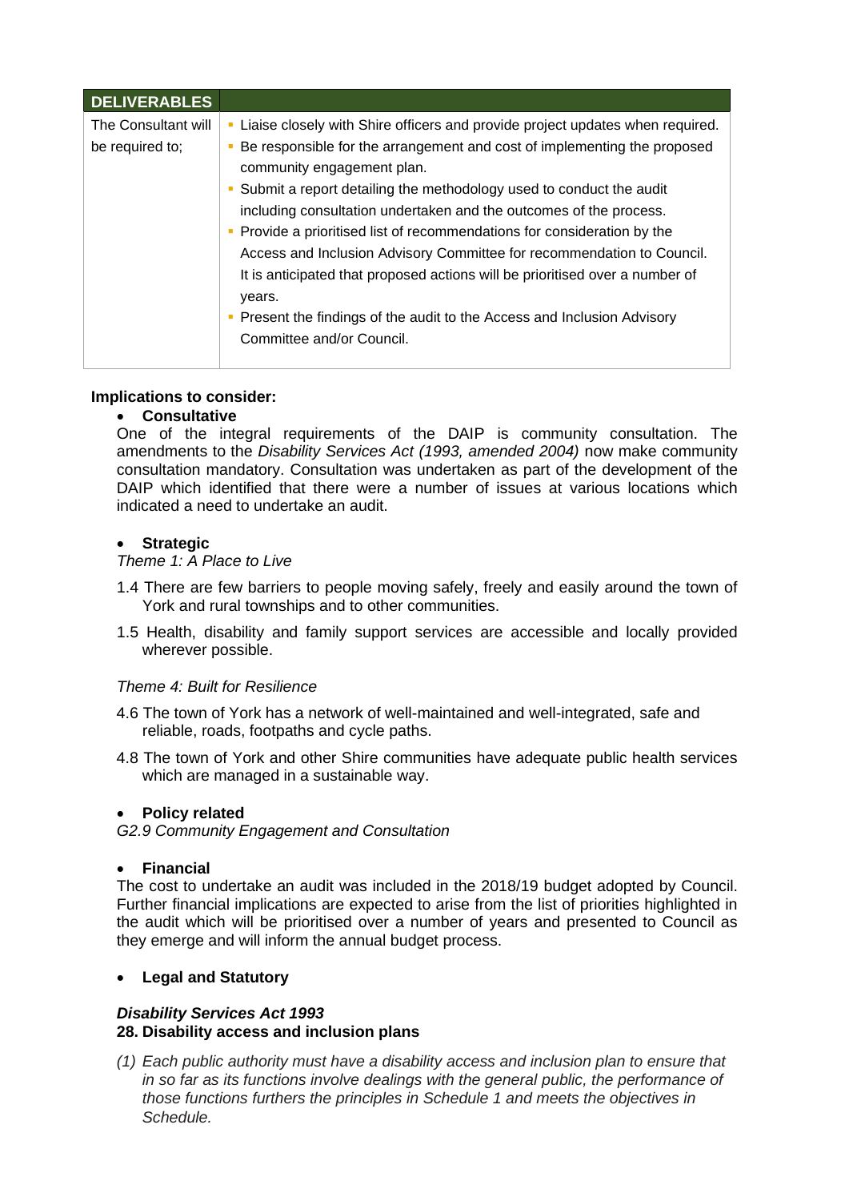| DELIVERABLES | |
|---|---|
| The Consultant will be required to; | • Liaise closely with Shire officers and provide project updates when required.<br>• Be responsible for the arrangement and cost of implementing the proposed community engagement plan.<br>• Submit a report detailing the methodology used to conduct the audit including consultation undertaken and the outcomes of the process.<br>• Provide a prioritised list of recommendations for consideration by the Access and Inclusion Advisory Committee for recommendation to Council. It is anticipated that proposed actions will be prioritised over a number of years.<br>• Present the findings of the audit to the Access and Inclusion Advisory Committee and/or Council. |

**Implications to consider:**

- **Consultative**

One of the integral requirements of the DAIP is community consultation. The amendments to the *Disability Services Act (1993, amended 2004)* now make community consultation mandatory. Consultation was undertaken as part of the development of the DAIP which identified that there were a number of issues at various locations which indicated a need to undertake an audit.

- **Strategic**

*Theme 1: A Place to Live*

1.4 There are few barriers to people moving safely, freely and easily around the town of York and rural townships and to other communities.

1.5 Health, disability and family support services are accessible and locally provided wherever possible.

*Theme 4: Built for Resilience*

4.6 The town of York has a network of well-maintained and well-integrated, safe and reliable, roads, footpaths and cycle paths.

4.8 The town of York and other Shire communities have adequate public health services which are managed in a sustainable way.

- **Policy related**

*G2.9 Community Engagement and Consultation*

- **Financial**

The cost to undertake an audit was included in the 2018/19 budget adopted by Council. Further financial implications are expected to arise from the list of priorities highlighted in the audit which will be prioritised over a number of years and presented to Council as they emerge and will inform the annual budget process.

- **Legal and Statutory**

***Disability Services Act 1993***

**28. Disability access and inclusion plans**

*(1) Each public authority must have a disability access and inclusion plan to ensure that in so far as its functions involve dealings with the general public, the performance of those functions furthers the principles in Schedule 1 and meets the objectives in Schedule.*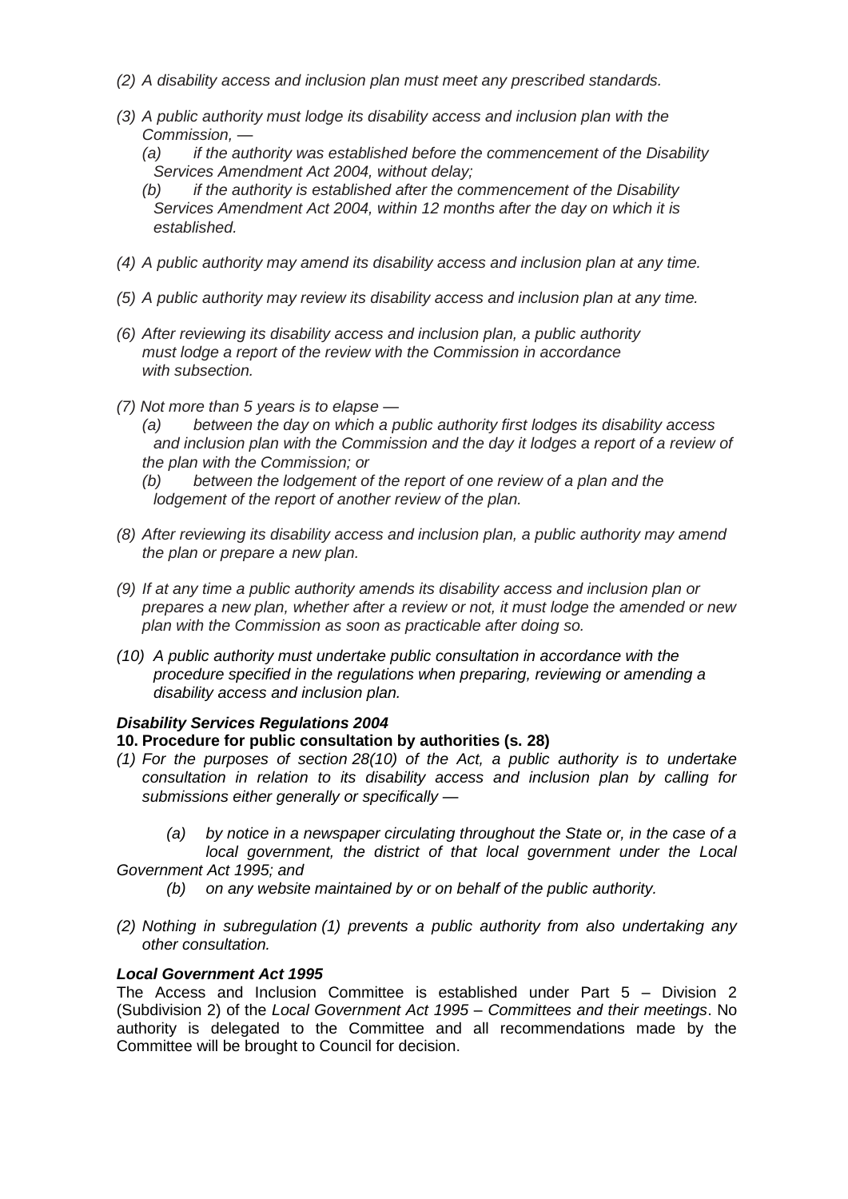*(2) A disability access and inclusion plan must meet any prescribed standards.*

*(3) A public authority must lodge its disability access and inclusion plan with the Commission, —*

*(a) if the authority was established before the commencement of the Disability Services Amendment Act 2004, without delay;*

*(b) if the authority is established after the commencement of the Disability Services Amendment Act 2004, within 12 months after the day on which it is established.*

*(4) A public authority may amend its disability access and inclusion plan at any time.*

*(5) A public authority may review its disability access and inclusion plan at any time.*

*(6) After reviewing its disability access and inclusion plan, a public authority must lodge a report of the review with the Commission in accordance with subsection.*

*(7) Not more than 5 years is to elapse —*

*(a) between the day on which a public authority first lodges its disability access and inclusion plan with the Commission and the day it lodges a report of a review of the plan with the Commission; or*

*(b) between the lodgement of the report of one review of a plan and the lodgement of the report of another review of the plan.*

*(8) After reviewing its disability access and inclusion plan, a public authority may amend the plan or prepare a new plan.*

*(9) If at any time a public authority amends its disability access and inclusion plan or prepares a new plan, whether after a review or not, it must lodge the amended or new plan with the Commission as soon as practicable after doing so.*

*(10) A public authority must undertake public consultation in accordance with the procedure specified in the regulations when preparing, reviewing or amending a disability access and inclusion plan.*

***Disability Services Regulations 2004***

**10. Procedure for public consultation by authorities (s. 28)**

*(1) For the purposes of section 28(10) of the Act, a public authority is to undertake consultation in relation to its disability access and inclusion plan by calling for submissions either generally or specifically —*

*(a) by notice in a newspaper circulating throughout the State or, in the case of a local government, the district of that local government under the Local Government Act 1995; and*

*(b) on any website maintained by or on behalf of the public authority.*

*(2) Nothing in subregulation (1) prevents a public authority from also undertaking any other consultation.*

***Local Government Act 1995***

The Access and Inclusion Committee is established under Part 5 – Division 2 (Subdivision 2) of the *Local Government Act 1995 – Committees and their meetings*. No authority is delegated to the Committee and all recommendations made by the Committee will be brought to Council for decision.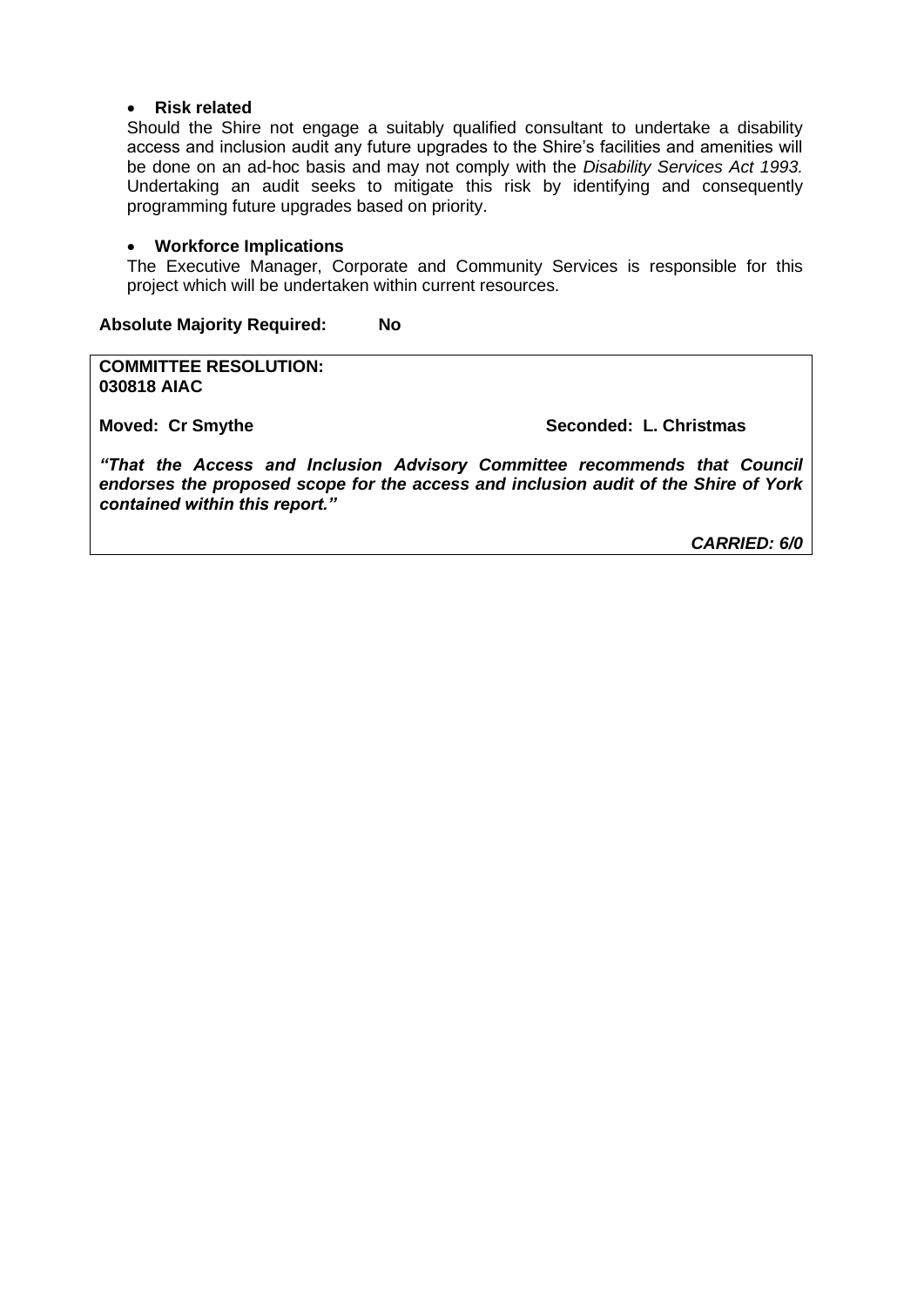- **Risk related**

  Should the Shire not engage a suitably qualified consultant to undertake a disability access and inclusion audit any future upgrades to the Shire's facilities and amenities will be done on an ad-hoc basis and may not comply with the *Disability Services Act 1993.* Undertaking an audit seeks to mitigate this risk by identifying and consequently programming future upgrades based on priority.

- **Workforce Implications**

  The Executive Manager, Corporate and Community Services is responsible for this project which will be undertaken within current resources.

**Absolute Majority Required: No**

**COMMITTEE RESOLUTION:**
**030818 AIAC**

**Moved: Cr Smythe** **Seconded: L. Christmas**

***"That the Access and Inclusion Advisory Committee recommends that Council endorses the proposed scope for the access and inclusion audit of the Shire of York contained within this report."***

***CARRIED: 6/0***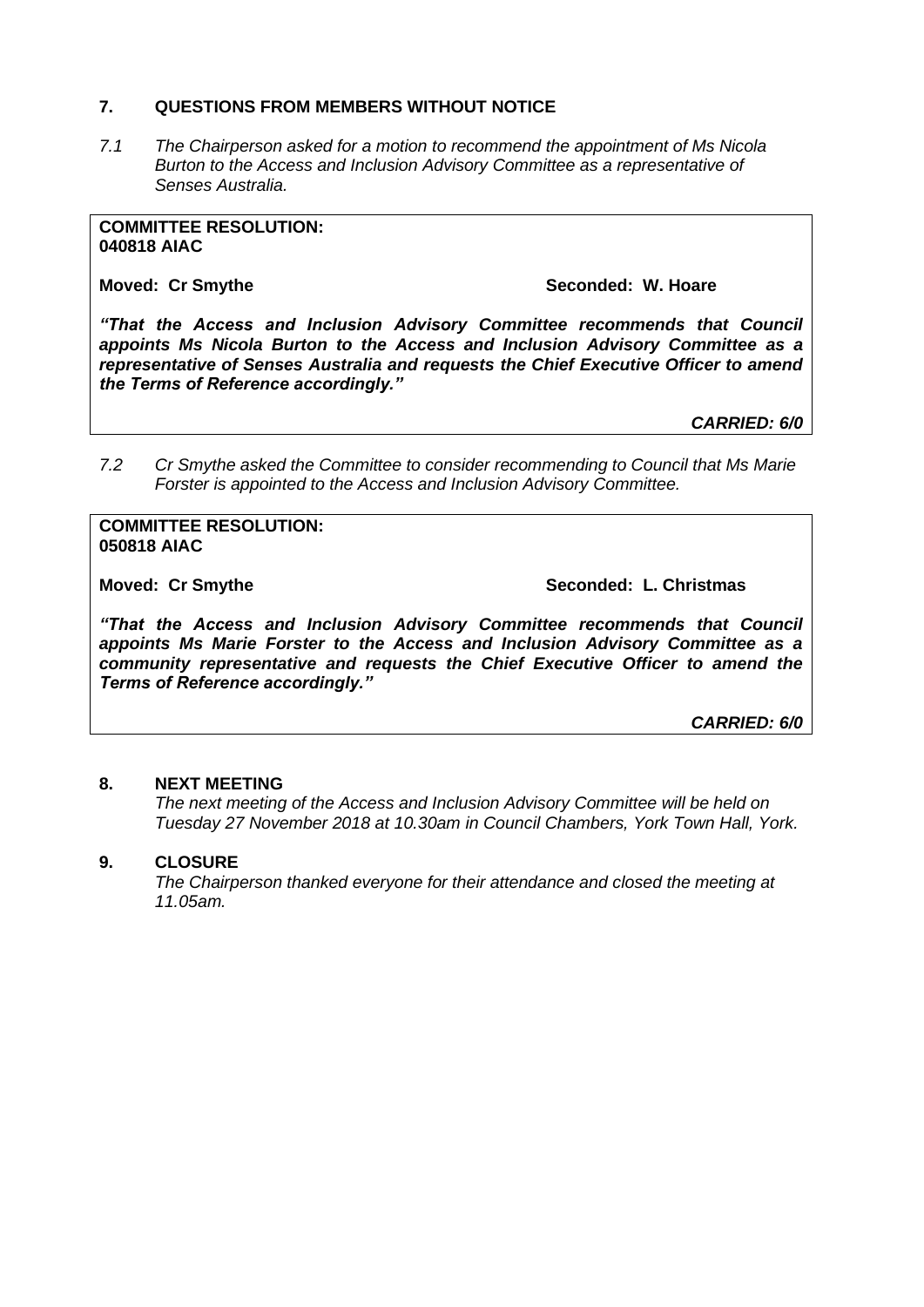## 7. QUESTIONS FROM MEMBERS WITHOUT NOTICE

*7.1 The Chairperson asked for a motion to recommend the appointment of Ms Nicola Burton to the Access and Inclusion Advisory Committee as a representative of Senses Australia.*

**COMMITTEE RESOLUTION:**
**040818 AIAC**

**Moved: Cr Smythe** **Seconded: W. Hoare**

***"That the Access and Inclusion Advisory Committee recommends that Council appoints Ms Nicola Burton to the Access and Inclusion Advisory Committee as a representative of Senses Australia and requests the Chief Executive Officer to amend the Terms of Reference accordingly."***

***CARRIED: 6/0***

*7.2 Cr Smythe asked the Committee to consider recommending to Council that Ms Marie Forster is appointed to the Access and Inclusion Advisory Committee.*

**COMMITTEE RESOLUTION:**
**050818 AIAC**

**Moved: Cr Smythe** **Seconded: L. Christmas**

***"That the Access and Inclusion Advisory Committee recommends that Council appoints Ms Marie Forster to the Access and Inclusion Advisory Committee as a community representative and requests the Chief Executive Officer to amend the Terms of Reference accordingly."***

***CARRIED: 6/0***

## 8. NEXT MEETING

*The next meeting of the Access and Inclusion Advisory Committee will be held on Tuesday 27 November 2018 at 10.30am in Council Chambers, York Town Hall, York.*

## 9. CLOSURE

*The Chairperson thanked everyone for their attendance and closed the meeting at 11.05am.*